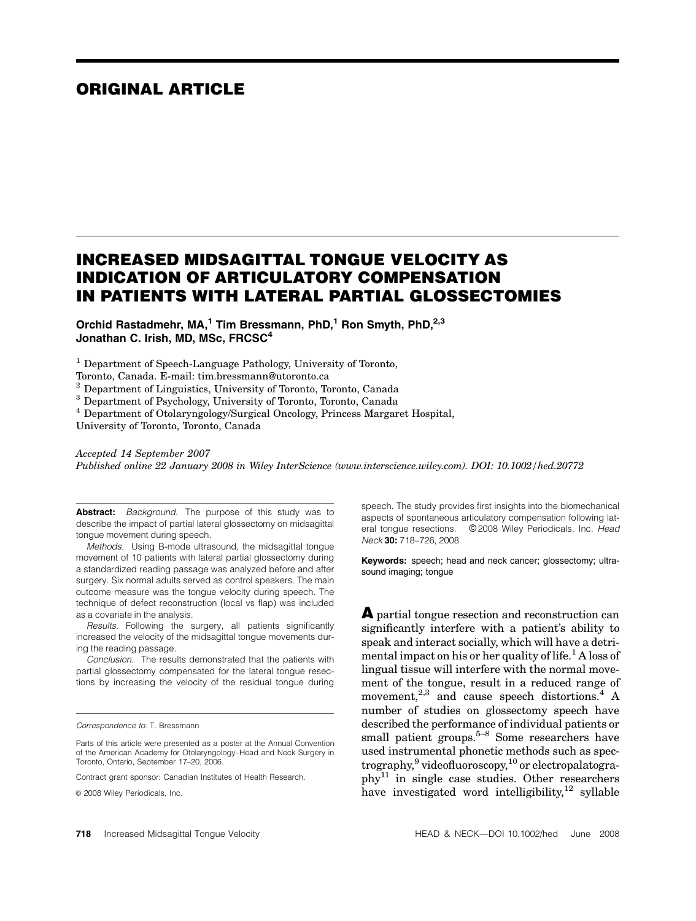**ORIGINAL ARTICLE**

# INCREASED MIDSAGITTAL TONGUE VELOCITY AS INDICATION OF ARTICULATORY COMPENSATION IN PATIENTS WITH LATERAL PARTIAL GLOSSECTOMIES

**Orchid Rastadmehr, MA,[1] Tim Bressmann, PhD,[1] Ron Smyth, PhD,[2,3] Jonathan C. Irish, MD, MSc, FRCSC[4]**

[1] Department of Speech-Language Pathology, University of Toronto, Toronto, Canada. E-mail: tim.bressmann@utoronto.ca

[2] Department of Linguistics, University of Toronto, Toronto, Canada

[3] Department of Psychology, University of Toronto, Toronto, Canada

[4] Department of Otolaryngology/Surgical Oncology, Princess Margaret Hospital, University of Toronto, Toronto, Canada

*Accepted 14 September 2007*

*Published online 22 January 2008 in Wiley InterScience (www.interscience.wiley.com). DOI: 10.1002/hed.20772*

**Abstract:** *Background.* The purpose of this study was to describe the impact of partial lateral glossectomy on midsagittal tongue movement during speech.

*Methods.* Using B-mode ultrasound, the midsagittal tongue movement of 10 patients with lateral partial glossectomy during a standardized reading passage was analyzed before and after surgery. Six normal adults served as control speakers. The main outcome measure was the tongue velocity during speech. The technique of defect reconstruction (local vs flap) was included as a covariate in the analysis.

*Results.* Following the surgery, all patients significantly increased the velocity of the midsagittal tongue movements during the reading passage.

*Conclusion.* The results demonstrated that the patients with partial glossectomy compensated for the lateral tongue resections by increasing the velocity of the residual tongue during speech. The study provides first insights into the biomechanical aspects of spontaneous articulatory compensation following lateral tongue resections. ©2008 Wiley Periodicals, Inc. *Head Neck* **30:** 718–726, 2008

**Keywords:** speech; head and neck cancer; glossectomy; ultrasound imaging; tongue

*Correspondence to:* T. Bressmann

Parts of this article were presented as a poster at the Annual Convention of the American Academy for Otolaryngology–Head and Neck Surgery in Toronto, Ontario, September 17–20, 2006.

Contract grant sponsor: Canadian Institutes of Health Research.

© 2008 Wiley Periodicals, Inc.

**A** partial tongue resection and reconstruction can significantly interfere with a patient's ability to speak and interact socially, which will have a detrimental impact on his or her quality of life.[1] A loss of lingual tissue will interfere with the normal movement of the tongue, result in a reduced range of movement,[2,3] and cause speech distortions.[4] A number of studies on glossectomy speech have described the performance of individual patients or small patient groups.[5–8] Some researchers have used instrumental phonetic methods such as spectrography,[9] videofluoroscopy,[10] or electropalatography[11] in single case studies. Other researchers have investigated word intelligibility,[12] syllable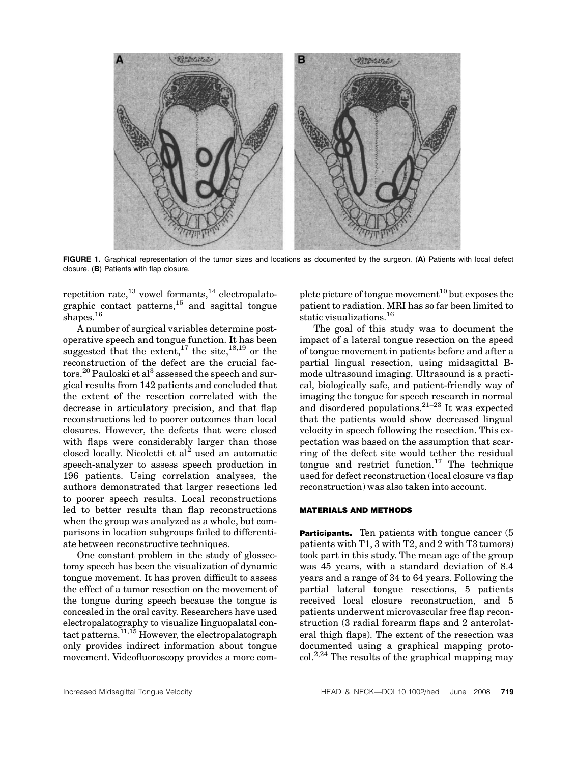FIGURE 1. Graphical representation of the tumor sizes and locations as documented by the surgeon. (**A**) Patients with local defect closure. (**B**) Patients with flap closure.

repetition rate,[13] vowel formants,[14] electropalatographic contact patterns,[15] and sagittal tongue shapes.[16]

A number of surgical variables determine postoperative speech and tongue function. It has been suggested that the extent,[17] the site,[18,19] or the reconstruction of the defect are the crucial factors.[20] Pauloski et al[3] assessed the speech and surgical results from 142 patients and concluded that the extent of the resection correlated with the decrease in articulatory precision, and that flap reconstructions led to poorer outcomes than local closures. However, the defects that were closed with flaps were considerably larger than those closed locally. Nicoletti et al[2] used an automatic speech-analyzer to assess speech production in 196 patients. Using correlation analyses, the authors demonstrated that larger resections led to poorer speech results. Local reconstructions led to better results than flap reconstructions when the group was analyzed as a whole, but comparisons in location subgroups failed to differentiate between reconstructive techniques.

One constant problem in the study of glossectomy speech has been the visualization of dynamic tongue movement. It has proven difficult to assess the effect of a tumor resection on the movement of the tongue during speech because the tongue is concealed in the oral cavity. Researchers have used electropalatography to visualize linguopalatal contact patterns.[11,15] However, the electropalatograph only provides indirect information about tongue movement. Videofluoroscopy provides a more complete picture of tongue movement[10] but exposes the patient to radiation. MRI has so far been limited to static visualizations.[16]

The goal of this study was to document the impact of a lateral tongue resection on the speed of tongue movement in patients before and after a partial lingual resection, using midsagittal B-mode ultrasound imaging. Ultrasound is a practical, biologically safe, and patient-friendly way of imaging the tongue for speech research in normal and disordered populations.[21–23] It was expected that the patients would show decreased lingual velocity in speech following the resection. This expectation was based on the assumption that scarring of the defect site would tether the residual tongue and restrict function.[17] The technique used for defect reconstruction (local closure vs flap reconstruction) was also taken into account.

## MATERIALS AND METHODS

**Participants.** Ten patients with tongue cancer (5 patients with T1, 3 with T2, and 2 with T3 tumors) took part in this study. The mean age of the group was 45 years, with a standard deviation of 8.4 years and a range of 34 to 64 years. Following the partial lateral tongue resections, 5 patients received local closure reconstruction, and 5 patients underwent microvascular free flap reconstruction (3 radial forearm flaps and 2 anterolateral thigh flaps). The extent of the resection was documented using a graphical mapping protocol.[2,24] The results of the graphical mapping may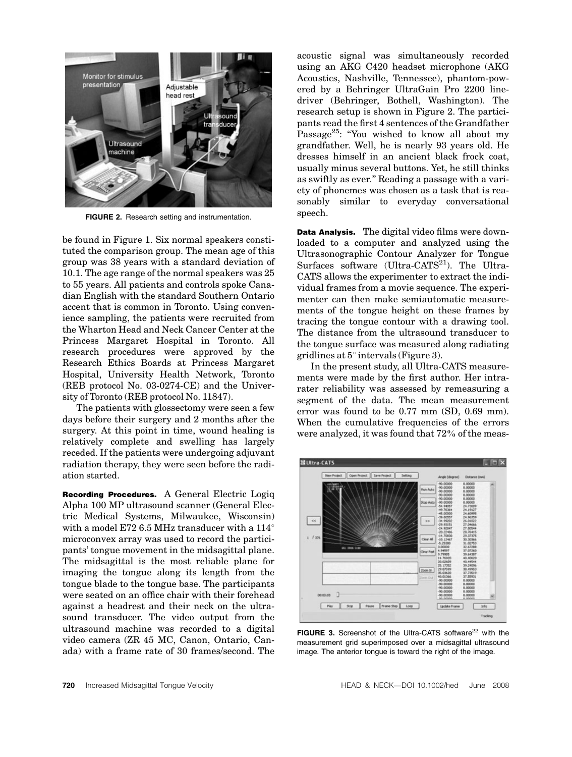FIGURE 2. Research setting and instrumentation.

be found in Figure 1. Six normal speakers constituted the comparison group. The mean age of this group was 38 years with a standard deviation of 10.1. The age range of the normal speakers was 25 to 55 years. All patients and controls spoke Canadian English with the standard Southern Ontario accent that is common in Toronto. Using convenience sampling, the patients were recruited from the Wharton Head and Neck Cancer Center at the Princess Margaret Hospital in Toronto. All research procedures were approved by the Research Ethics Boards at Princess Margaret Hospital, University Health Network, Toronto (REB protocol No. 03-0274-CE) and the University of Toronto (REB protocol No. 11847).

The patients with glossectomy were seen a few days before their surgery and 2 months after the surgery. At this point in time, wound healing is relatively complete and swelling has largely receded. If the patients were undergoing adjuvant radiation therapy, they were seen before the radiation started.

**Recording Procedures.** A General Electric Logiq Alpha 100 MP ultrasound scanner (General Electric Medical Systems, Milwaukee, Wisconsin) with a model E72 6.5 MHz transducer with a 114° microconvex array was used to record the participants' tongue movement in the midsagittal plane. The midsagittal is the most reliable plane for imaging the tongue along its length from the tongue blade to the tongue base. The participants were seated on an office chair with their forehead against a headrest and their neck on the ultrasound transducer. The video output from the ultrasound machine was recorded to a digital video camera (ZR 45 MC, Canon, Ontario, Canada) with a frame rate of 30 frames/second. The acoustic signal was simultaneously recorded using an AKG C420 headset microphone (AKG Acoustics, Nashville, Tennessee), phantom-powered by a Behringer UltraGain Pro 2200 line-driver (Behringer, Bothell, Washington). The research setup is shown in Figure 2. The participants read the first 4 sentences of the Grandfather Passage[25]: "You wished to know all about my grandfather. Well, he is nearly 93 years old. He dresses himself in an ancient black frock coat, usually minus several buttons. Yet, he still thinks as swiftly as ever." Reading a passage with a variety of phonemes was chosen as a task that is reasonably similar to everyday conversational speech.

**Data Analysis.** The digital video films were downloaded to a computer and analyzed using the Ultrasonographic Contour Analyzer for Tongue Surfaces software (Ultra-CATS[21]). The Ultra-CATS allows the experimenter to extract the individual frames from a movie sequence. The experimenter can then make semiautomatic measurements of the tongue height on these frames by tracing the tongue contour with a drawing tool. The distance from the ultrasound transducer to the tongue surface was measured along radiating gridlines at 5° intervals (Figure 3).

In the present study, all Ultra-CATS measurements were made by the first author. Her intrarater reliability was assessed by remeasuring a segment of the data. The mean measurement error was found to be 0.77 mm (SD, 0.69 mm). When the cumulative frequencies of the errors were analyzed, it was found that 72% of the meas-

FIGURE 3. Screenshot of the Ultra-CATS software[22] with the measurement grid superimposed over a midsagittal ultrasound image. The anterior tongue is toward the right of the image.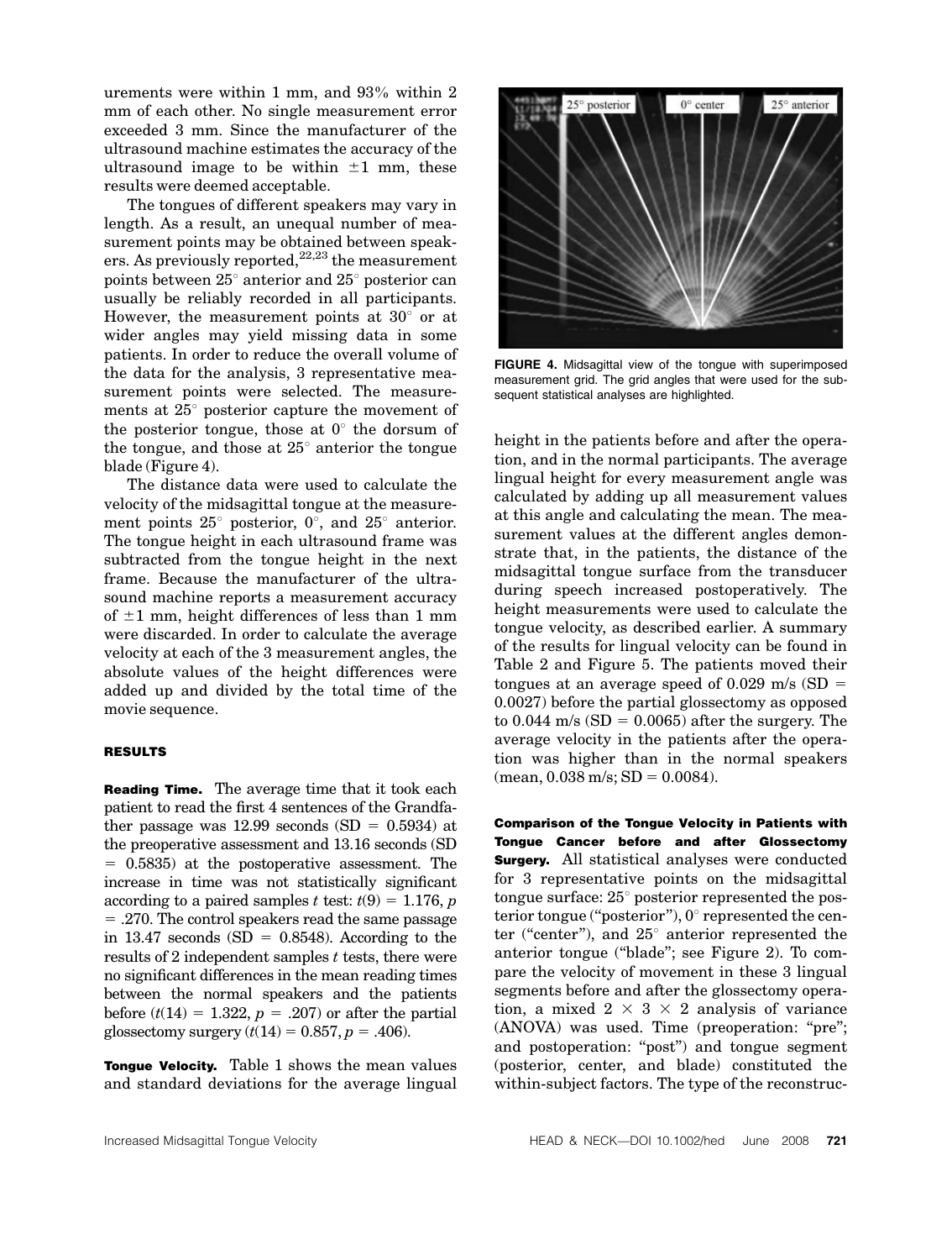urements were within 1 mm, and 93% within 2 mm of each other. No single measurement error exceeded 3 mm. Since the manufacturer of the ultrasound machine estimates the accuracy of the ultrasound image to be within ±1 mm, these results were deemed acceptable.

The tongues of different speakers may vary in length. As a result, an unequal number of measurement points may be obtained between speakers. As previously reported,[22,23] the measurement points between 25° anterior and 25° posterior can usually be reliably recorded in all participants. However, the measurement points at 30° or at wider angles may yield missing data in some patients. In order to reduce the overall volume of the data for the analysis, 3 representative measurement points were selected. The measurements at 25° posterior capture the movement of the posterior tongue, those at 0° the dorsum of the tongue, and those at 25° anterior the tongue blade (Figure 4).

The distance data were used to calculate the velocity of the midsagittal tongue at the measurement points 25° posterior, 0°, and 25° anterior. The tongue height in each ultrasound frame was subtracted from the tongue height in the next frame. Because the manufacturer of the ultrasound machine reports a measurement accuracy of ±1 mm, height differences of less than 1 mm were discarded. In order to calculate the average velocity at each of the 3 measurement angles, the absolute values of the height differences were added up and divided by the total time of the movie sequence.

**FIGURE 4.** Midsagittal view of the tongue with superimposed measurement grid. The grid angles that were used for the subsequent statistical analyses are highlighted.

## RESULTS

**Reading Time.** The average time that it took each patient to read the first 4 sentences of the Grandfather passage was 12.99 seconds (SD = 0.5934) at the preoperative assessment and 13.16 seconds (SD = 0.5835) at the postoperative assessment. The increase in time was not statistically significant according to a paired samples $t$ test: $t(9) = 1.176$, $p = .270$. The control speakers read the same passage in 13.47 seconds (SD = 0.8548). According to the results of 2 independent samples $t$ tests, there were no significant differences in the mean reading times between the normal speakers and the patients before ($t(14) = 1.322$, $p = .207$) or after the partial glossectomy surgery ($t(14) = 0.857$, $p = .406$).

**Tongue Velocity.** Table 1 shows the mean values and standard deviations for the average lingual height in the patients before and after the operation, and in the normal participants. The average lingual height for every measurement angle was calculated by adding up all measurement values at this angle and calculating the mean. The measurement values at the different angles demonstrate that, in the patients, the distance of the midsagittal tongue surface from the transducer during speech increased postoperatively. The height measurements were used to calculate the tongue velocity, as described earlier. A summary of the results for lingual velocity can be found in Table 2 and Figure 5. The patients moved their tongues at an average speed of 0.029 m/s (SD = 0.0027) before the partial glossectomy as opposed to 0.044 m/s (SD = 0.0065) after the surgery. The average velocity in the patients after the operation was higher than in the normal speakers (mean, 0.038 m/s; SD = 0.0084).

**Comparison of the Tongue Velocity in Patients with Tongue Cancer before and after Glossectomy Surgery.** All statistical analyses were conducted for 3 representative points on the midsagittal tongue surface: 25° posterior represented the posterior tongue ("posterior"), 0° represented the center ("center"), and 25° anterior represented the anterior tongue ("blade"; see Figure 2). To compare the velocity of movement in these 3 lingual segments before and after the glossectomy operation, a mixed 2 × 3 × 2 analysis of variance (ANOVA) was used. Time (preoperation: "pre"; and postoperation: "post") and tongue segment (posterior, center, and blade) constituted the within-subject factors. The type of the reconstruc-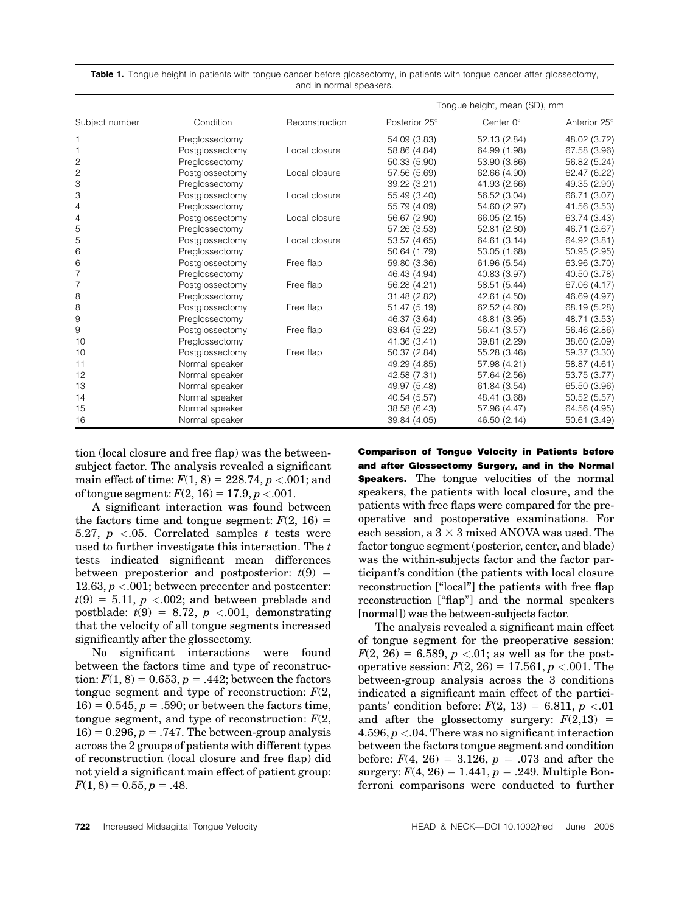**Table 1.** Tongue height in patients with tongue cancer before glossectomy, in patients with tongue cancer after glossectomy, and in normal speakers.

| Subject number | Condition | Reconstruction | Tongue height, mean (SD), mm | | |
|---|---|---|---|---|---|
| | | | Posterior 25° | Center 0° | Anterior 25° |
| 1 | Preglossectomy | | 54.09 (3.83) | 52.13 (2.84) | 48.02 (3.72) |
| 1 | Postglossectomy | Local closure | 58.86 (4.84) | 64.99 (1.98) | 67.58 (3.96) |
| 2 | Preglossectomy | | 50.33 (5.90) | 53.90 (3.86) | 56.82 (5.24) |
| 2 | Postglossectomy | Local closure | 57.56 (5.69) | 62.66 (4.90) | 62.47 (6.22) |
| 3 | Preglossectomy | | 39.22 (3.21) | 41.93 (2.66) | 49.35 (2.90) |
| 3 | Postglossectomy | Local closure | 55.49 (3.40) | 56.52 (3.04) | 66.71 (3.07) |
| 4 | Preglossectomy | | 55.79 (4.09) | 54.60 (2.97) | 41.56 (3.53) |
| 4 | Postglossectomy | Local closure | 56.67 (2.90) | 66.05 (2.15) | 63.74 (3.43) |
| 5 | Preglossectomy | | 57.26 (3.53) | 52.81 (2.80) | 46.71 (3.67) |
| 5 | Postglossectomy | Local closure | 53.57 (4.65) | 64.61 (3.14) | 64.92 (3.81) |
| 6 | Preglossectomy | | 50.64 (1.79) | 53.05 (1.68) | 50.95 (2.95) |
| 6 | Postglossectomy | Free flap | 59.80 (3.36) | 61.96 (5.54) | 63.96 (3.70) |
| 7 | Preglossectomy | | 46.43 (4.94) | 40.83 (3.97) | 40.50 (3.78) |
| 7 | Postglossectomy | Free flap | 56.28 (4.21) | 58.51 (5.44) | 67.06 (4.17) |
| 8 | Preglossectomy | | 31.48 (2.82) | 42.61 (4.50) | 46.69 (4.97) |
| 8 | Postglossectomy | Free flap | 51.47 (5.19) | 62.52 (4.60) | 68.19 (5.28) |
| 9 | Preglossectomy | | 46.37 (3.64) | 48.81 (3.95) | 48.71 (3.53) |
| 9 | Postglossectomy | Free flap | 63.64 (5.22) | 56.41 (3.57) | 56.46 (2.86) |
| 10 | Preglossectomy | | 41.36 (3.41) | 39.81 (2.29) | 38.60 (2.09) |
| 10 | Postglossectomy | Free flap | 50.37 (2.84) | 55.28 (3.46) | 59.37 (3.30) |
| 11 | Normal speaker | | 49.29 (4.85) | 57.98 (4.21) | 58.87 (4.61) |
| 12 | Normal speaker | | 42.58 (7.31) | 57.64 (2.56) | 53.75 (3.77) |
| 13 | Normal speaker | | 49.97 (5.48) | 61.84 (3.54) | 65.50 (3.96) |
| 14 | Normal speaker | | 40.54 (5.57) | 48.41 (3.68) | 50.52 (5.57) |
| 15 | Normal speaker | | 38.58 (6.43) | 57.96 (4.47) | 64.56 (4.95) |
| 16 | Normal speaker | | 39.84 (4.05) | 46.50 (2.14) | 50.61 (3.49) |

tion (local closure and free flap) was the between-subject factor. The analysis revealed a significant main effect of time: $F(1, 8) = 228.74$, $p < .001$; and of tongue segment: $F(2, 16) = 17.9$, $p < .001$.

A significant interaction was found between the factors time and tongue segment: $F(2, 16) = 5.27$, $p < .05$. Correlated samples $t$ tests were used to further investigate this interaction. The $t$ tests indicated significant mean differences between preposterior and postposterior: $t(9) = 12.63$, $p < .001$; between precenter and postcenter: $t(9) = 5.11$, $p < .002$; and between preblade and postblade: $t(9) = 8.72$, $p < .001$, demonstrating that the velocity of all tongue segments increased significantly after the glossectomy.

No significant interactions were found between the factors time and type of reconstruction: $F(1, 8) = 0.653$, $p = .442$; between the factors tongue segment and type of reconstruction: $F(2, 16) = 0.545$, $p = .590$; or between the factors time, tongue segment, and type of reconstruction: $F(2, 16) = 0.296$, $p = .747$. The between-group analysis across the 2 groups of patients with different types of reconstruction (local closure and free flap) did not yield a significant main effect of patient group: $F(1, 8) = 0.55$, $p = .48$.

**Comparison of Tongue Velocity in Patients before and after Glossectomy Surgery, and in the Normal Speakers.** The tongue velocities of the normal speakers, the patients with local closure, and the patients with free flaps were compared for the preoperative and postoperative examinations. For each session, a $3 \times 3$ mixed ANOVA was used. The factor tongue segment (posterior, center, and blade) was the within-subjects factor and the factor participant's condition (the patients with local closure reconstruction ["local"] the patients with free flap reconstruction ["flap"] and the normal speakers [normal]) was the between-subjects factor.

The analysis revealed a significant main effect of tongue segment for the preoperative session: $F(2, 26) = 6.589$, $p < .01$; as well as for the postoperative session: $F(2, 26) = 17.561$, $p < .001$. The between-group analysis across the 3 conditions indicated a significant main effect of the participants' condition before: $F(2, 13) = 6.811$, $p < .01$ and after the glossectomy surgery: $F(2,13) = 4.596$, $p < .04$. There was no significant interaction between the factors tongue segment and condition before: $F(4, 26) = 3.126$, $p = .073$ and after the surgery: $F(4, 26) = 1.441$, $p = .249$. Multiple Bonferroni comparisons were conducted to further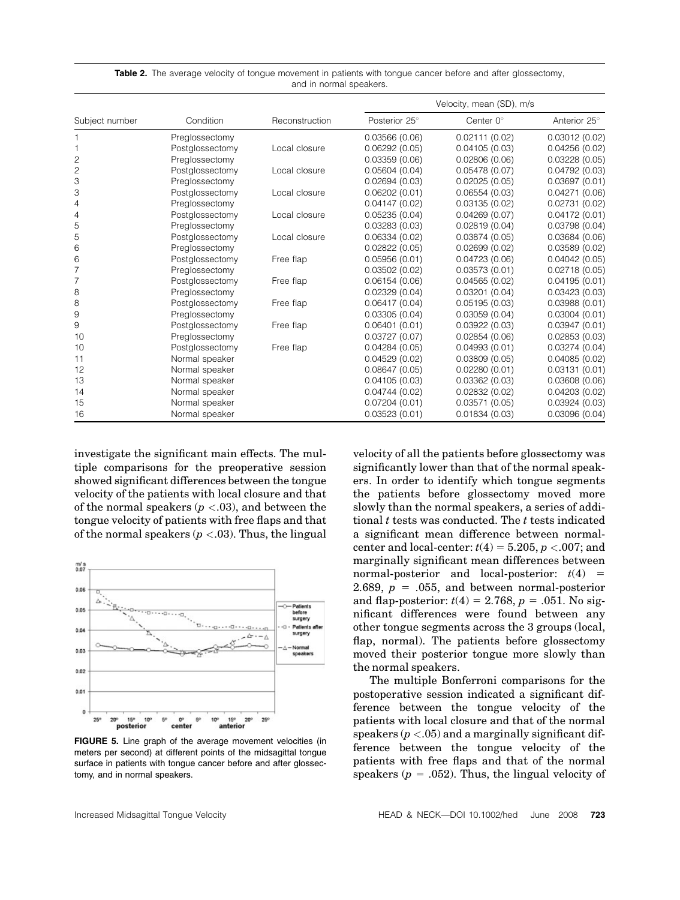**Table 2.** The average velocity of tongue movement in patients with tongue cancer before and after glossectomy, and in normal speakers.

| Subject number | Condition | Reconstruction | Velocity, mean (SD), m/s | | |
|---|---|---|---|---|---|
| | | | Posterior 25° | Center 0° | Anterior 25° |
| 1 | Preglossectomy | | 0.03566 (0.06) | 0.02111 (0.02) | 0.03012 (0.02) |
| 1 | Postglossectomy | Local closure | 0.06292 (0.05) | 0.04105 (0.03) | 0.04256 (0.02) |
| 2 | Preglossectomy | | 0.03359 (0.06) | 0.02806 (0.06) | 0.03228 (0.05) |
| 2 | Postglossectomy | Local closure | 0.05604 (0.04) | 0.05478 (0.07) | 0.04792 (0.03) |
| 3 | Preglossectomy | | 0.02694 (0.03) | 0.02025 (0.05) | 0.03697 (0.01) |
| 3 | Postglossectomy | Local closure | 0.06202 (0.01) | 0.06554 (0.03) | 0.04271 (0.06) |
| 4 | Preglossectomy | | 0.04147 (0.02) | 0.03135 (0.02) | 0.02731 (0.02) |
| 4 | Postglossectomy | Local closure | 0.05235 (0.04) | 0.04269 (0.07) | 0.04172 (0.01) |
| 5 | Preglossectomy | | 0.03283 (0.03) | 0.02819 (0.04) | 0.03798 (0.04) |
| 5 | Postglossectomy | Local closure | 0.06334 (0.02) | 0.03874 (0.05) | 0.03684 (0.06) |
| 6 | Preglossectomy | | 0.02822 (0.05) | 0.02699 (0.02) | 0.03589 (0.02) |
| 6 | Postglossectomy | Free flap | 0.05956 (0.01) | 0.04723 (0.06) | 0.04042 (0.05) |
| 7 | Preglossectomy | | 0.03502 (0.02) | 0.03573 (0.01) | 0.02718 (0.05) |
| 7 | Postglossectomy | Free flap | 0.06154 (0.06) | 0.04565 (0.02) | 0.04195 (0.01) |
| 8 | Preglossectomy | | 0.02329 (0.04) | 0.03201 (0.04) | 0.03423 (0.03) |
| 8 | Postglossectomy | Free flap | 0.06417 (0.04) | 0.05195 (0.03) | 0.03988 (0.01) |
| 9 | Preglossectomy | | 0.03305 (0.04) | 0.03059 (0.04) | 0.03004 (0.01) |
| 9 | Postglossectomy | Free flap | 0.06401 (0.01) | 0.03922 (0.03) | 0.03947 (0.01) |
| 10 | Preglossectomy | | 0.03727 (0.07) | 0.02854 (0.06) | 0.02853 (0.03) |
| 10 | Postglossectomy | Free flap | 0.04284 (0.05) | 0.04993 (0.01) | 0.03274 (0.04) |
| 11 | Normal speaker | | 0.04529 (0.02) | 0.03809 (0.05) | 0.04085 (0.02) |
| 12 | Normal speaker | | 0.08647 (0.05) | 0.02280 (0.01) | 0.03131 (0.01) |
| 13 | Normal speaker | | 0.04105 (0.03) | 0.03362 (0.03) | 0.03608 (0.06) |
| 14 | Normal speaker | | 0.04744 (0.02) | 0.02832 (0.02) | 0.04203 (0.02) |
| 15 | Normal speaker | | 0.07204 (0.01) | 0.03571 (0.05) | 0.03924 (0.03) |
| 16 | Normal speaker | | 0.03523 (0.01) | 0.01834 (0.03) | 0.03096 (0.04) |

investigate the significant main effects. The multiple comparisons for the preoperative session showed significant differences between the tongue velocity of the patients with local closure and that of the normal speakers ($p < .03$), and between the tongue velocity of patients with free flaps and that of the normal speakers ($p < .03$). Thus, the lingual velocity of all the patients before glossectomy was significantly lower than that of the normal speakers. In order to identify which tongue segments the patients before glossectomy moved more slowly than the normal speakers, a series of additional $t$ tests was conducted. The $t$ tests indicated a significant mean difference between normal-center and local-center: $t(4) = 5.205$, $p < .007$; and marginally significant mean differences between normal-posterior and local-posterior: $t(4) = 2.689$, $p = .055$, and between normal-posterior and flap-posterior: $t(4) = 2.768$, $p = .051$. No significant differences were found between any other tongue segments across the 3 groups (local, flap, normal). The patients before glossectomy moved their posterior tongue more slowly than the normal speakers.

**FIGURE 5.** Line graph of the average movement velocities (in meters per second) at different points of the midsagittal tongue surface in patients with tongue cancer before and after glossectomy, and in normal speakers.

The multiple Bonferroni comparisons for the postoperative session indicated a significant difference between the tongue velocity of the patients with local closure and that of the normal speakers ($p < .05$) and a marginally significant difference between the tongue velocity of the patients with free flaps and that of the normal speakers ($p = .052$). Thus, the lingual velocity of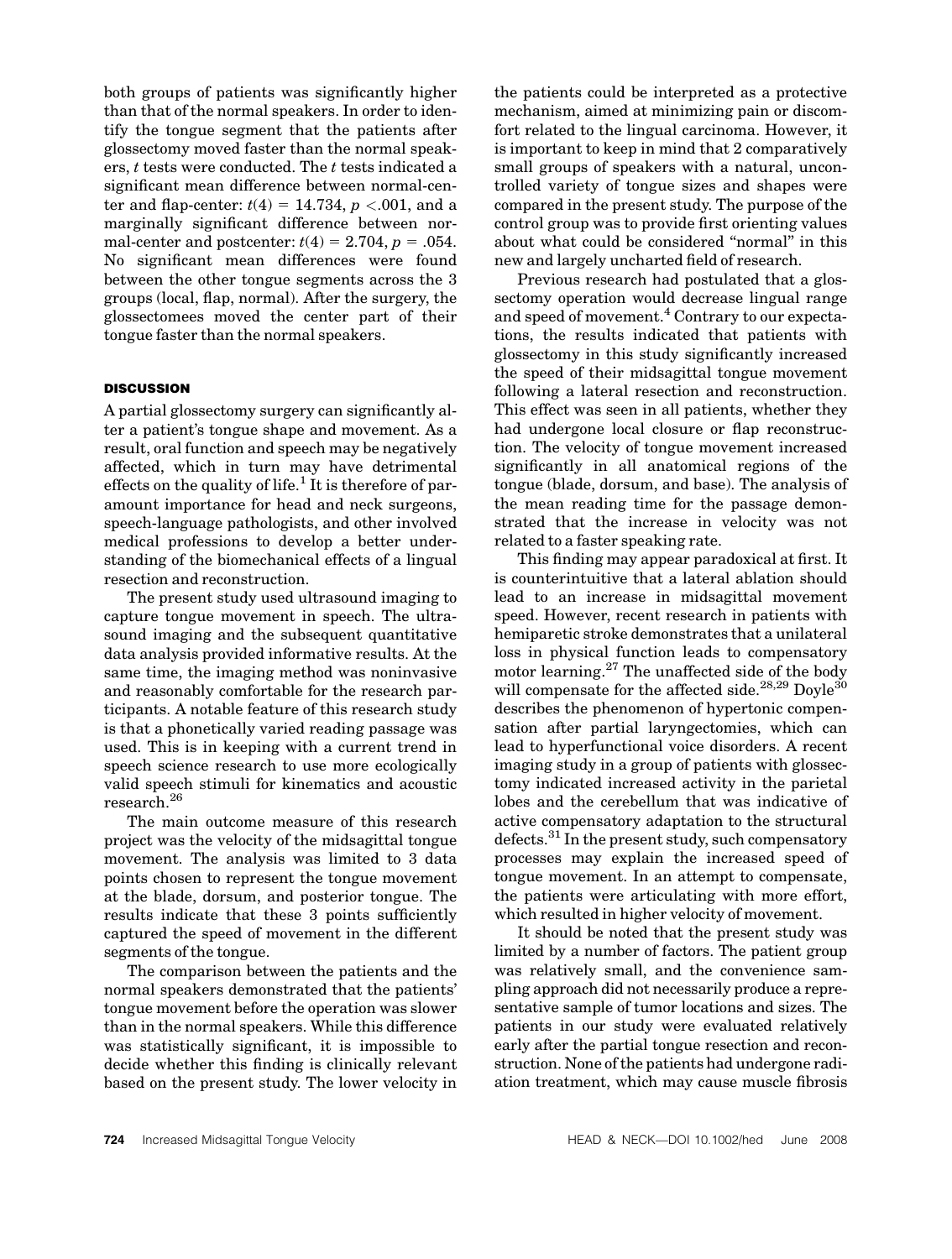both groups of patients was significantly higher than that of the normal speakers. In order to identify the tongue segment that the patients after glossectomy moved faster than the normal speakers, $t$ tests were conducted. The $t$ tests indicated a significant mean difference between normal-center and flap-center: $t(4) = 14.734$, $p < .001$, and a marginally significant difference between normal-center and postcenter: $t(4) = 2.704$, $p = .054$. No significant mean differences were found between the other tongue segments across the 3 groups (local, flap, normal). After the surgery, the glossectomees moved the center part of their tongue faster than the normal speakers.

## DISCUSSION

A partial glossectomy surgery can significantly alter a patient's tongue shape and movement. As a result, oral function and speech may be negatively affected, which in turn may have detrimental effects on the quality of life.[1] It is therefore of paramount importance for head and neck surgeons, speech-language pathologists, and other involved medical professions to develop a better understanding of the biomechanical effects of a lingual resection and reconstruction.

The present study used ultrasound imaging to capture tongue movement in speech. The ultrasound imaging and the subsequent quantitative data analysis provided informative results. At the same time, the imaging method was noninvasive and reasonably comfortable for the research participants. A notable feature of this research study is that a phonetically varied reading passage was used. This is in keeping with a current trend in speech science research to use more ecologically valid speech stimuli for kinematics and acoustic research.[26]

The main outcome measure of this research project was the velocity of the midsagittal tongue movement. The analysis was limited to 3 data points chosen to represent the tongue movement at the blade, dorsum, and posterior tongue. The results indicate that these 3 points sufficiently captured the speed of movement in the different segments of the tongue.

The comparison between the patients and the normal speakers demonstrated that the patients' tongue movement before the operation was slower than in the normal speakers. While this difference was statistically significant, it is impossible to decide whether this finding is clinically relevant based on the present study. The lower velocity in the patients could be interpreted as a protective mechanism, aimed at minimizing pain or discomfort related to the lingual carcinoma. However, it is important to keep in mind that 2 comparatively small groups of speakers with a natural, uncontrolled variety of tongue sizes and shapes were compared in the present study. The purpose of the control group was to provide first orienting values about what could be considered "normal" in this new and largely uncharted field of research.

Previous research had postulated that a glossectomy operation would decrease lingual range and speed of movement.[4] Contrary to our expectations, the results indicated that patients with glossectomy in this study significantly increased the speed of their midsagittal tongue movement following a lateral resection and reconstruction. This effect was seen in all patients, whether they had undergone local closure or flap reconstruction. The velocity of tongue movement increased significantly in all anatomical regions of the tongue (blade, dorsum, and base). The analysis of the mean reading time for the passage demonstrated that the increase in velocity was not related to a faster speaking rate.

This finding may appear paradoxical at first. It is counterintuitive that a lateral ablation should lead to an increase in midsagittal movement speed. However, recent research in patients with hemiparetic stroke demonstrates that a unilateral loss in physical function leads to compensatory motor learning.[27] The unaffected side of the body will compensate for the affected side.[28,29] Doyle[30] describes the phenomenon of hypertonic compensation after partial laryngectomies, which can lead to hyperfunctional voice disorders. A recent imaging study in a group of patients with glossectomy indicated increased activity in the parietal lobes and the cerebellum that was indicative of active compensatory adaptation to the structural defects.[31] In the present study, such compensatory processes may explain the increased speed of tongue movement. In an attempt to compensate, the patients were articulating with more effort, which resulted in higher velocity of movement.

It should be noted that the present study was limited by a number of factors. The patient group was relatively small, and the convenience sampling approach did not necessarily produce a representative sample of tumor locations and sizes. The patients in our study were evaluated relatively early after the partial tongue resection and reconstruction. None of the patients had undergone radiation treatment, which may cause muscle fibrosis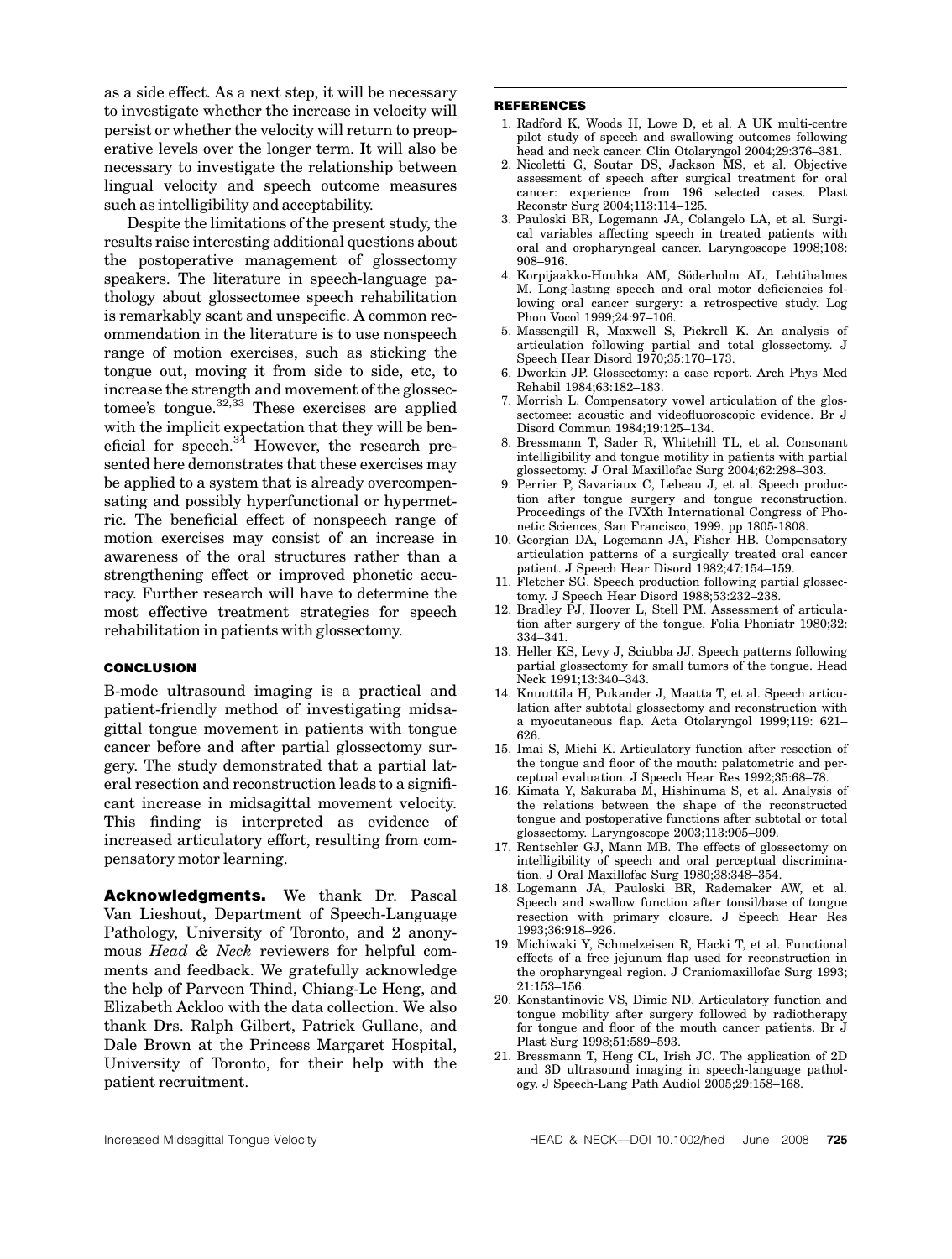as a side effect. As a next step, it will be necessary to investigate whether the increase in velocity will persist or whether the velocity will return to preoperative levels over the longer term. It will also be necessary to investigate the relationship between lingual velocity and speech outcome measures such as intelligibility and acceptability.

Despite the limitations of the present study, the results raise interesting additional questions about the postoperative management of glossectomy speakers. The literature in speech-language pathology about glossectomee speech rehabilitation is remarkably scant and unspecific. A common recommendation in the literature is to use nonspeech range of motion exercises, such as sticking the tongue out, moving it from side to side, etc, to increase the strength and movement of the glossectomee's tongue.[32,33] These exercises are applied with the implicit expectation that they will be beneficial for speech.[34] However, the research presented here demonstrates that these exercises may be applied to a system that is already overcompensating and possibly hyperfunctional or hypermetric. The beneficial effect of nonspeech range of motion exercises may consist of an increase in awareness of the oral structures rather than a strengthening effect or improved phonetic accuracy. Further research will have to determine the most effective treatment strategies for speech rehabilitation in patients with glossectomy.

## CONCLUSION

B-mode ultrasound imaging is a practical and patient-friendly method of investigating midsagittal tongue movement in patients with tongue cancer before and after partial glossectomy surgery. The study demonstrated that a partial lateral resection and reconstruction leads to a significant increase in midsagittal movement velocity. This finding is interpreted as evidence of increased articulatory effort, resulting from compensatory motor learning.

**Acknowledgments.** We thank Dr. Pascal Van Lieshout, Department of Speech-Language Pathology, University of Toronto, and 2 anonymous *Head & Neck* reviewers for helpful comments and feedback. We gratefully acknowledge the help of Parveen Thind, Chiang-Le Heng, and Elizabeth Ackloo with the data collection. We also thank Drs. Ralph Gilbert, Patrick Gullane, and Dale Brown at the Princess Margaret Hospital, University of Toronto, for their help with the patient recruitment.

## REFERENCES

1. Radford K, Woods H, Lowe D, et al. A UK multi-centre pilot study of speech and swallowing outcomes following head and neck cancer. Clin Otolaryngol 2004;29:376–381.
2. Nicoletti G, Soutar DS, Jackson MS, et al. Objective assessment of speech after surgical treatment for oral cancer: experience from 196 selected cases. Plast Reconstr Surg 2004;113:114–125.
3. Pauloski BR, Logemann JA, Colangelo LA, et al. Surgical variables affecting speech in treated patients with oral and oropharyngeal cancer. Laryngoscope 1998;108: 908–916.
4. Korpijaakko-Huuhka AM, Söderholm AL, Lehtihalmes M. Long-lasting speech and oral motor deficiencies following oral cancer surgery: a retrospective study. Log Phon Vocol 1999;24:97–106.
5. Massengill R, Maxwell S, Pickrell K. An analysis of articulation following partial and total glossectomy. J Speech Hear Disord 1970;35:170–173.
6. Dworkin JP. Glossectomy: a case report. Arch Phys Med Rehabil 1984;63:182–183.
7. Morrish L. Compensatory vowel articulation of the glossectomee: acoustic and videofluoroscopic evidence. Br J Disord Commun 1984;19:125–134.
8. Bressmann T, Sader R, Whitehill TL, et al. Consonant intelligibility and tongue motility in patients with partial glossectomy. J Oral Maxillofac Surg 2004;62:298–303.
9. Perrier P, Savariaux C, Lebeau J, et al. Speech production after tongue surgery and tongue reconstruction. Proceedings of the IVXth International Congress of Phonetic Sciences, San Francisco, 1999. pp 1805-1808.
10. Georgian DA, Logemann JA, Fisher HB. Compensatory articulation patterns of a surgically treated oral cancer patient. J Speech Hear Disord 1982;47:154–159.
11. Fletcher SG. Speech production following partial glossectomy. J Speech Hear Disord 1988;53:232–238.
12. Bradley PJ, Hoover L, Stell PM. Assessment of articulation after surgery of the tongue. Folia Phoniatr 1980;32: 334–341.
13. Heller KS, Levy J, Sciubba JJ. Speech patterns following partial glossectomy for small tumors of the tongue. Head Neck 1991;13:340–343.
14. Knuuttila H, Pukander J, Maatta T, et al. Speech articulation after subtotal glossectomy and reconstruction with a myocutaneous flap. Acta Otolaryngol 1999;119: 621–626.
15. Imai S, Michi K. Articulatory function after resection of the tongue and floor of the mouth: palatometric and perceptual evaluation. J Speech Hear Res 1992;35:68–78.
16. Kimata Y, Sakuraba M, Hishinuma S, et al. Analysis of the relations between the shape of the reconstructed tongue and postoperative functions after subtotal or total glossectomy. Laryngoscope 2003;113:905–909.
17. Rentschler GJ, Mann MB. The effects of glossectomy on intelligibility of speech and oral perceptual discrimination. J Oral Maxillofac Surg 1980;38:348–354.
18. Logemann JA, Pauloski BR, Rademaker AW, et al. Speech and swallow function after tonsil/base of tongue resection with primary closure. J Speech Hear Res 1993;36:918–926.
19. Michiwaki Y, Schmelzeisen R, Hacki T, et al. Functional effects of a free jejunum flap used for reconstruction in the oropharyngeal region. J Craniomaxillofac Surg 1993; 21:153–156.
20. Konstantinovic VS, Dimic ND. Articulatory function and tongue mobility after surgery followed by radiotherapy for tongue and floor of the mouth cancer patients. Br J Plast Surg 1998;51:589–593.
21. Bressmann T, Heng CL, Irish JC. The application of 2D and 3D ultrasound imaging in speech-language pathology. J Speech-Lang Path Audiol 2005;29:158–168.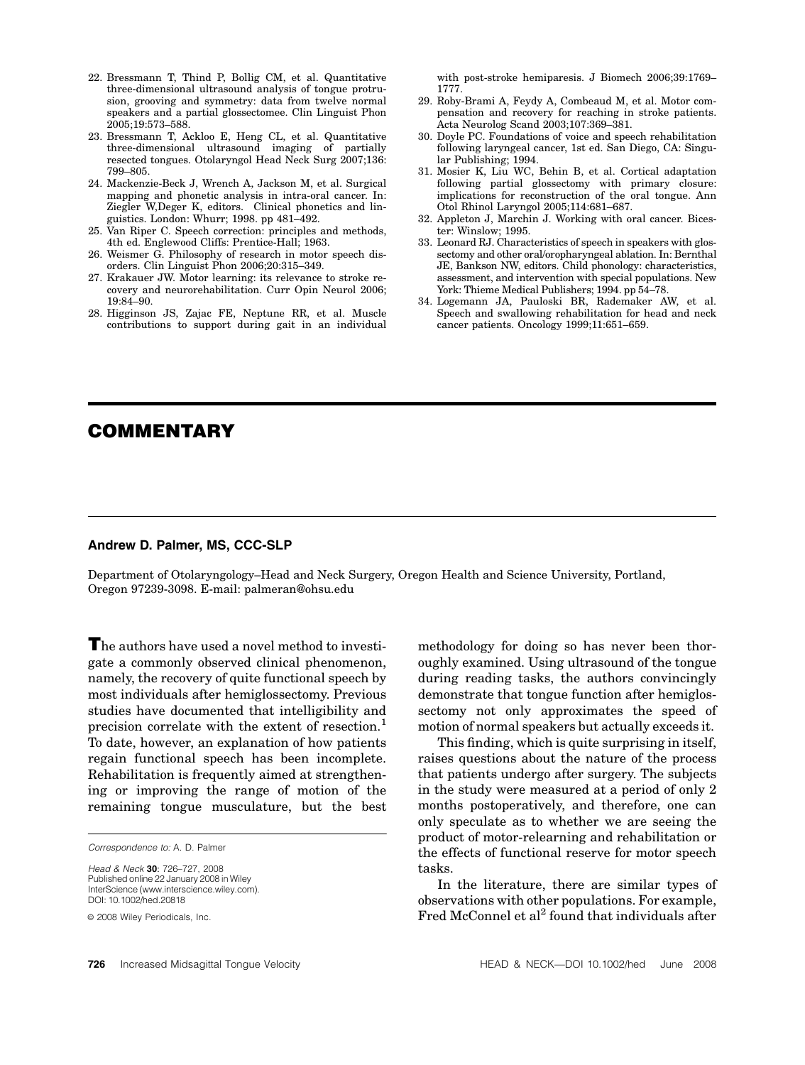22. Bressmann T, Thind P, Bollig CM, et al. Quantitative three-dimensional ultrasound analysis of tongue protrusion, grooving and symmetry: data from twelve normal speakers and a partial glossectomee. Clin Linguist Phon 2005;19:573–588.
23. Bressmann T, Ackloo E, Heng CL, et al. Quantitative three-dimensional ultrasound imaging of partially resected tongues. Otolaryngol Head Neck Surg 2007;136: 799–805.
24. Mackenzie-Beck J, Wrench A, Jackson M, et al. Surgical mapping and phonetic analysis in intra-oral cancer. In: Ziegler W,Deger K, editors. Clinical phonetics and linguistics. London: Whurr; 1998. pp 481–492.
25. Van Riper C. Speech correction: principles and methods, 4th ed. Englewood Cliffs: Prentice-Hall; 1963.
26. Weismer G. Philosophy of research in motor speech disorders. Clin Linguist Phon 2006;20:315–349.
27. Krakauer JW. Motor learning: its relevance to stroke recovery and neurorehabilitation. Curr Opin Neurol 2006; 19:84–90.
28. Higginson JS, Zajac FE, Neptune RR, et al. Muscle contributions to support during gait in an individual with post-stroke hemiparesis. J Biomech 2006;39:1769–1777.
29. Roby-Brami A, Feydy A, Combeaud M, et al. Motor compensation and recovery for reaching in stroke patients. Acta Neurolog Scand 2003;107:369–381.
30. Doyle PC. Foundations of voice and speech rehabilitation following laryngeal cancer, 1st ed. San Diego, CA: Singular Publishing; 1994.
31. Mosier K, Liu WC, Behin B, et al. Cortical adaptation following partial glossectomy with primary closure: implications for reconstruction of the oral tongue. Ann Otol Rhinol Laryngol 2005;114:681–687.
32. Appleton J, Marchin J. Working with oral cancer. Bicester: Winslow; 1995.
33. Leonard RJ. Characteristics of speech in speakers with glossectomy and other oral/oropharyngeal ablation. In: Bernthal JE, Bankson NW, editors. Child phonology: characteristics, assessment, and intervention with special populations. New York: Thieme Medical Publishers; 1994. pp 54–78.
34. Logemann JA, Pauloski BR, Rademaker AW, et al. Speech and swallowing rehabilitation for head and neck cancer patients. Oncology 1999;11:651–659.

# COMMENTARY

**Andrew D. Palmer, MS, CCC-SLP**

Department of Otolaryngology–Head and Neck Surgery, Oregon Health and Science University, Portland, Oregon 97239-3098. E-mail: palmeran@ohsu.edu

The authors have used a novel method to investigate a commonly observed clinical phenomenon, namely, the recovery of quite functional speech by most individuals after hemiglossectomy. Previous studies have documented that intelligibility and precision correlate with the extent of resection.[1] To date, however, an explanation of how patients regain functional speech has been incomplete. Rehabilitation is frequently aimed at strengthening or improving the range of motion of the remaining tongue musculature, but the best methodology for doing so has never been thoroughly examined. Using ultrasound of the tongue during reading tasks, the authors convincingly demonstrate that tongue function after hemiglossectomy not only approximates the speed of motion of normal speakers but actually exceeds it.

This finding, which is quite surprising in itself, raises questions about the nature of the process that patients undergo after surgery. The subjects in the study were measured at a period of only 2 months postoperatively, and therefore, one can only speculate as to whether we are seeing the product of motor-relearning and rehabilitation or the effects of functional reserve for motor speech tasks.

In the literature, there are similar types of observations with other populations. For example, Fred McConnel et al[2] found that individuals after

*Correspondence to:* A. D. Palmer

*Head & Neck* **30**: 726–727, 2008
Published online 22 January 2008 in Wiley InterScience (www.interscience.wiley.com). DOI: 10.1002/hed.20818

© 2008 Wiley Periodicals, Inc.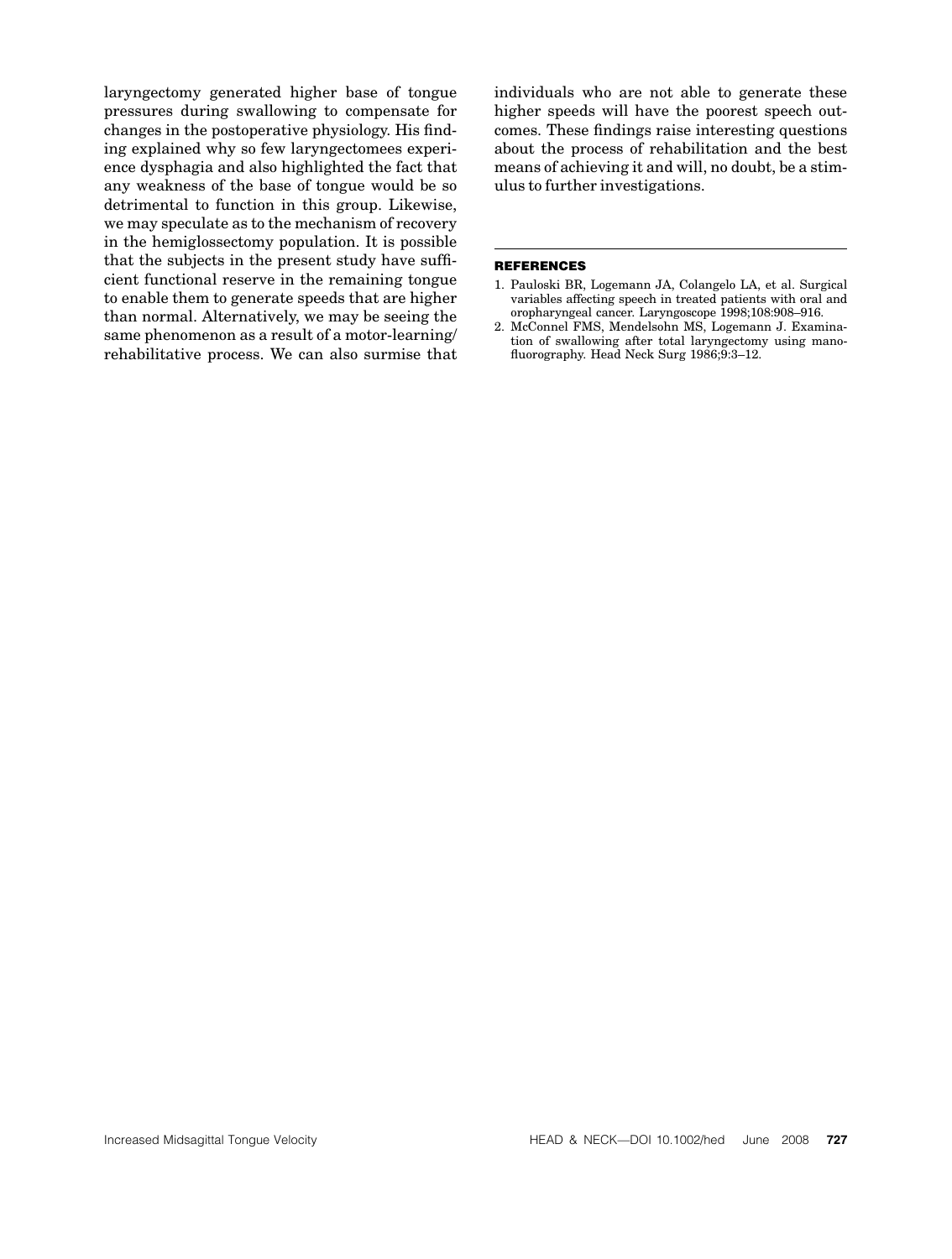laryngectomy generated higher base of tongue pressures during swallowing to compensate for changes in the postoperative physiology. His finding explained why so few laryngectomees experience dysphagia and also highlighted the fact that any weakness of the base of tongue would be so detrimental to function in this group. Likewise, we may speculate as to the mechanism of recovery in the hemiglossectomy population. It is possible that the subjects in the present study have sufficient functional reserve in the remaining tongue to enable them to generate speeds that are higher than normal. Alternatively, we may be seeing the same phenomenon as a result of a motor-learning/rehabilitative process. We can also surmise that individuals who are not able to generate these higher speeds will have the poorest speech outcomes. These findings raise interesting questions about the process of rehabilitation and the best means of achieving it and will, no doubt, be a stimulus to further investigations.

## REFERENCES

1. Pauloski BR, Logemann JA, Colangelo LA, et al. Surgical variables affecting speech in treated patients with oral and oropharyngeal cancer. Laryngoscope 1998;108:908–916.
2. McConnel FMS, Mendelsohn MS, Logemann J. Examination of swallowing after total laryngectomy using manofluorography. Head Neck Surg 1986;9:3–12.